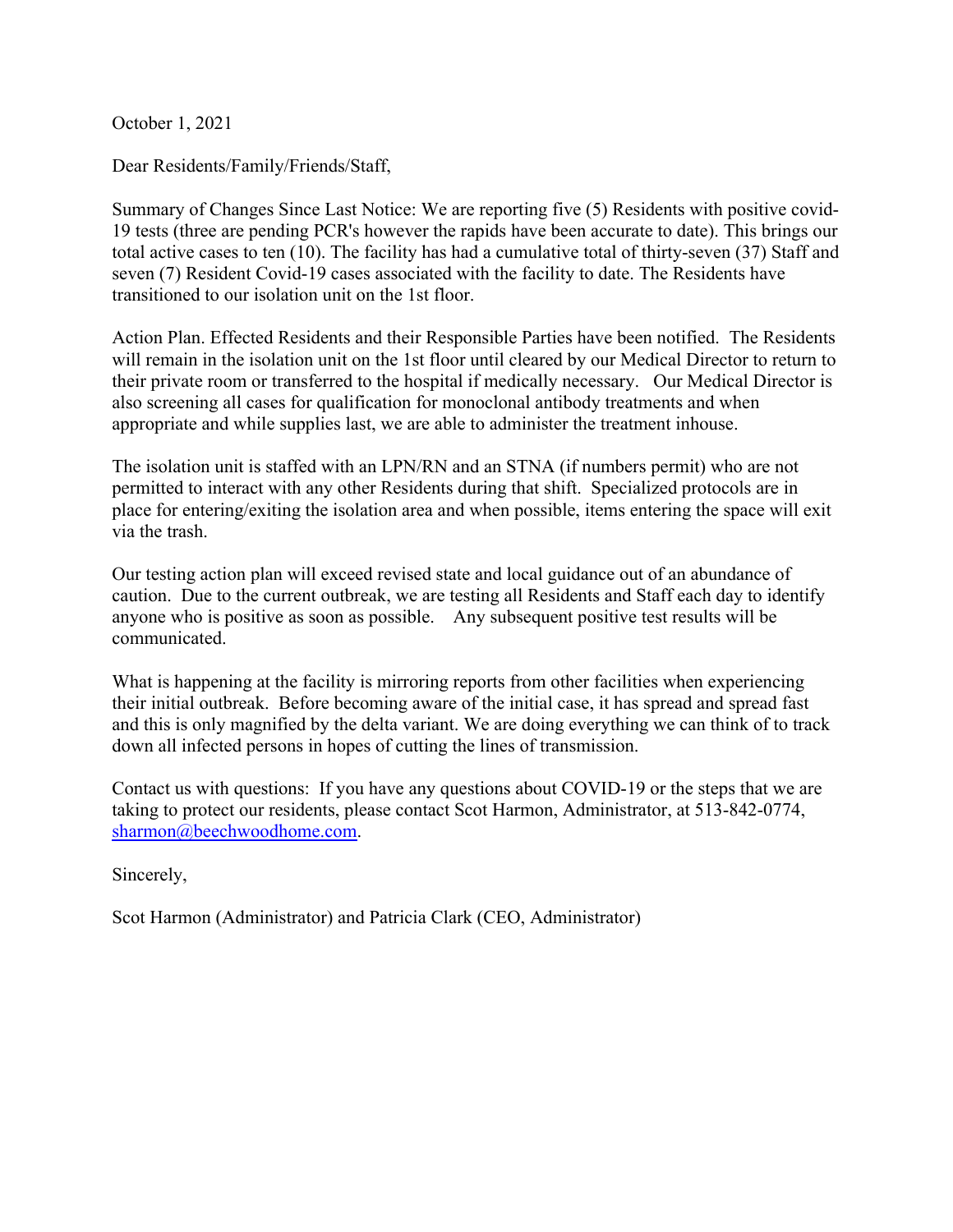October 1, 2021

Dear Residents/Family/Friends/Staff,

Summary of Changes Since Last Notice: We are reporting five (5) Residents with positive covid-19 tests (three are pending PCR's however the rapids have been accurate to date). This brings our total active cases to ten (10). The facility has had a cumulative total of thirty-seven (37) Staff and seven (7) Resident Covid-19 cases associated with the facility to date. The Residents have transitioned to our isolation unit on the 1st floor.

Action Plan. Effected Residents and their Responsible Parties have been notified. The Residents will remain in the isolation unit on the 1st floor until cleared by our Medical Director to return to their private room or transferred to the hospital if medically necessary. Our Medical Director is also screening all cases for qualification for monoclonal antibody treatments and when appropriate and while supplies last, we are able to administer the treatment inhouse.

The isolation unit is staffed with an LPN/RN and an STNA (if numbers permit) who are not permitted to interact with any other Residents during that shift. Specialized protocols are in place for entering/exiting the isolation area and when possible, items entering the space will exit via the trash.

Our testing action plan will exceed revised state and local guidance out of an abundance of caution. Due to the current outbreak, we are testing all Residents and Staff each day to identify anyone who is positive as soon as possible. Any subsequent positive test results will be communicated.

What is happening at the facility is mirroring reports from other facilities when experiencing their initial outbreak. Before becoming aware of the initial case, it has spread and spread fast and this is only magnified by the delta variant. We are doing everything we can think of to track down all infected persons in hopes of cutting the lines of transmission.

Contact us with questions: If you have any questions about COVID-19 or the steps that we are taking to protect our residents, please contact Scot Harmon, Administrator, at 513-842-0774, sharmon@beechwoodhome.com.

Sincerely,

Scot Harmon (Administrator) and Patricia Clark (CEO, Administrator)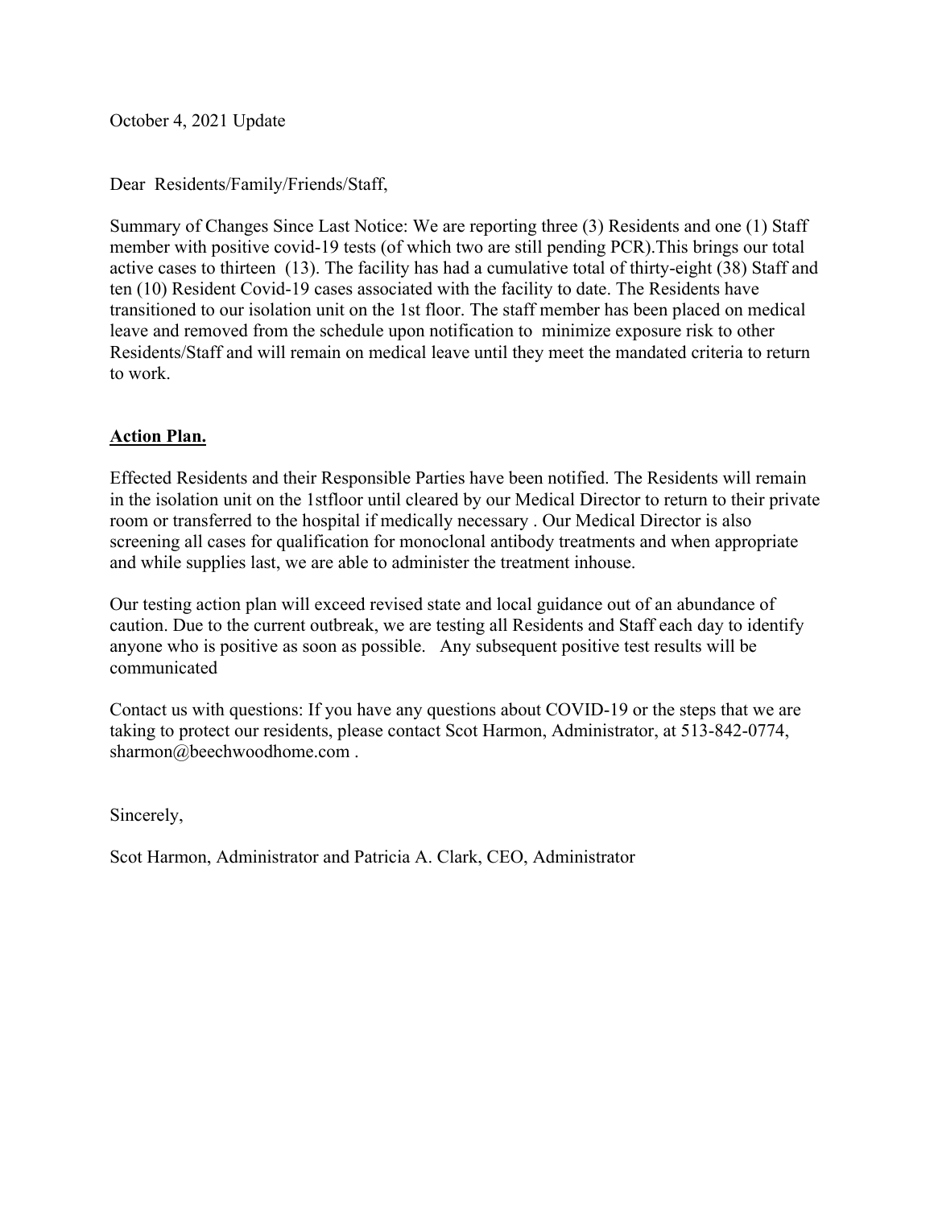October 4, 2021 Update

Dear Residents/Family/Friends/Staff,

Summary of Changes Since Last Notice: We are reporting three (3) Residents and one (1) Staff member with positive covid-19 tests (of which two are still pending PCR).This brings our total active cases to thirteen (13). The facility has had a cumulative total of thirty-eight (38) Staff and ten (10) Resident Covid-19 cases associated with the facility to date. The Residents have transitioned to our isolation unit on the 1st floor. The staff member has been placed on medical leave and removed from the schedule upon notification to minimize exposure risk to other Residents/Staff and will remain on medical leave until they meet the mandated criteria to return to work.

**Action Plan.**

Effected Residents and their Responsible Parties have been notified. The Residents will remain in the isolation unit on the 1stfloor until cleared by our Medical Director to return to their private room or transferred to the hospital if medically necessary . Our Medical Director is also screening all cases for qualification for monoclonal antibody treatments and when appropriate and while supplies last, we are able to administer the treatment inhouse.

Our testing action plan will exceed revised state and local guidance out of an abundance of caution. Due to the current outbreak, we are testing all Residents and Staff each day to identify anyone who is positive as soon as possible. Any subsequent positive test results will be communicated

Contact us with questions: If you have any questions about COVID-19 or the steps that we are taking to protect our residents, please contact Scot Harmon, Administrator, at 513-842-0774, sharmon@beechwoodhome.com .

Sincerely,

Scot Harmon, Administrator and Patricia A. Clark, CEO, Administrator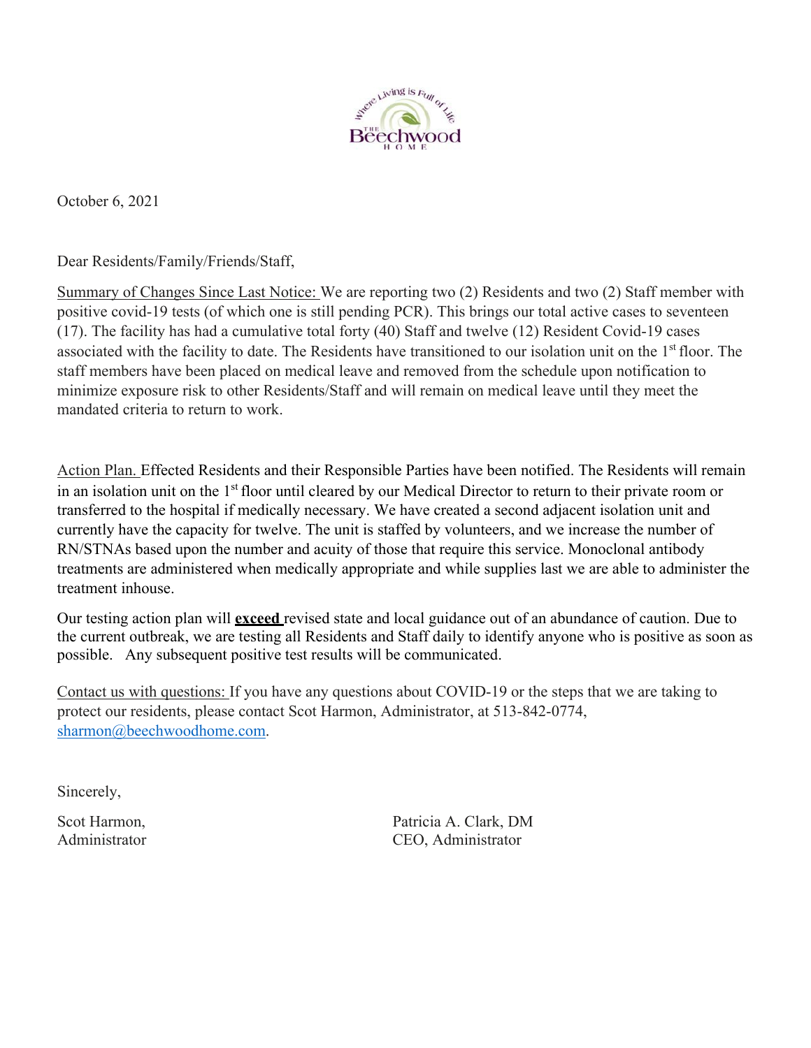October 6, 2021

Dear Residents/Family/Friends/Staff,

Summary of Changes Since Last Notice: We are reporting two (2) Residents and two (2) Staff member with positive covid-19 tests (of which one is still pending PCR). This brings our total active cases to seventeen (17). The facility has had a cumulative total forty (40) Staff and twelve (12) Resident Covid-19 cases associated with the facility to date. The Residents have transitioned to our isolation unit on the 1st floor. The staff members have been placed on medical leave and removed from the schedule upon notification to minimize exposure risk to other Residents/Staff and will remain on medical leave until they meet the mandated criteria to return to work.

Action Plan. Effected Residents and their Responsible Parties have been notified. The Residents will remain in an isolation unit on the 1st floor until cleared by our Medical Director to return to their private room or transferred to the hospital if medically necessary. We have created a second adjacent isolation unit and currently have the capacity for twelve. The unit is staffed by volunteers, and we increase the number of RN/STNAs based upon the number and acuity of those that require this service. Monoclonal antibody treatments are administered when medically appropriate and while supplies last we are able to administer the treatment inhouse.

Our testing action plan will **exceed** revised state and local guidance out of an abundance of caution. Due to the current outbreak, we are testing all Residents and Staff daily to identify anyone who is positive as soon as possible. Any subsequent positive test results will be communicated.

Contact us with questions: If you have any questions about COVID-19 or the steps that we are taking to protect our residents, please contact Scot Harmon, Administrator, at 513-842-0774, sharmon@beechwoodhome.com.

Sincerely,

Scot Harmon,
Administrator

Patricia A. Clark, DM
CEO, Administrator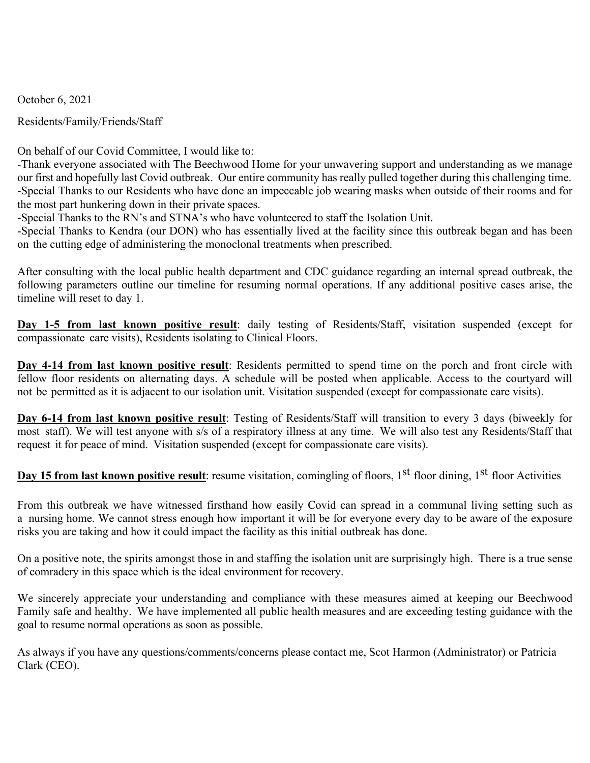October 6, 2021

Residents/Family/Friends/Staff

On behalf of our Covid Committee, I would like to:

-Thank everyone associated with The Beechwood Home for your unwavering support and understanding as we manage our first and hopefully last Covid outbreak. Our entire community has really pulled together during this challenging time.

-Special Thanks to our Residents who have done an impeccable job wearing masks when outside of their rooms and for the most part hunkering down in their private spaces.

-Special Thanks to the RN's and STNA's who have volunteered to staff the Isolation Unit.

-Special Thanks to Kendra (our DON) who has essentially lived at the facility since this outbreak began and has been on the cutting edge of administering the monoclonal treatments when prescribed.

After consulting with the local public health department and CDC guidance regarding an internal spread outbreak, the following parameters outline our timeline for resuming normal operations. If any additional positive cases arise, the timeline will reset to day 1.

**Day 1-5 from last known positive result**: daily testing of Residents/Staff, visitation suspended (except for compassionate care visits), Residents isolating to Clinical Floors.

**Day 4-14 from last known positive result**: Residents permitted to spend time on the porch and front circle with fellow floor residents on alternating days. A schedule will be posted when applicable. Access to the courtyard will not be permitted as it is adjacent to our isolation unit. Visitation suspended (except for compassionate care visits).

**Day 6-14 from last known positive result**: Testing of Residents/Staff will transition to every 3 days (biweekly for most staff). We will test anyone with s/s of a respiratory illness at any time. We will also test any Residents/Staff that request it for peace of mind. Visitation suspended (except for compassionate care visits).

**Day 15 from last known positive result**: resume visitation, comingling of floors, 1st floor dining, 1st floor Activities

From this outbreak we have witnessed firsthand how easily Covid can spread in a communal living setting such as a nursing home. We cannot stress enough how important it will be for everyone every day to be aware of the exposure risks you are taking and how it could impact the facility as this initial outbreak has done.

On a positive note, the spirits amongst those in and staffing the isolation unit are surprisingly high. There is a true sense of comradery in this space which is the ideal environment for recovery.

We sincerely appreciate your understanding and compliance with these measures aimed at keeping our Beechwood Family safe and healthy. We have implemented all public health measures and are exceeding testing guidance with the goal to resume normal operations as soon as possible.

As always if you have any questions/comments/concerns please contact me, Scot Harmon (Administrator) or Patricia Clark (CEO).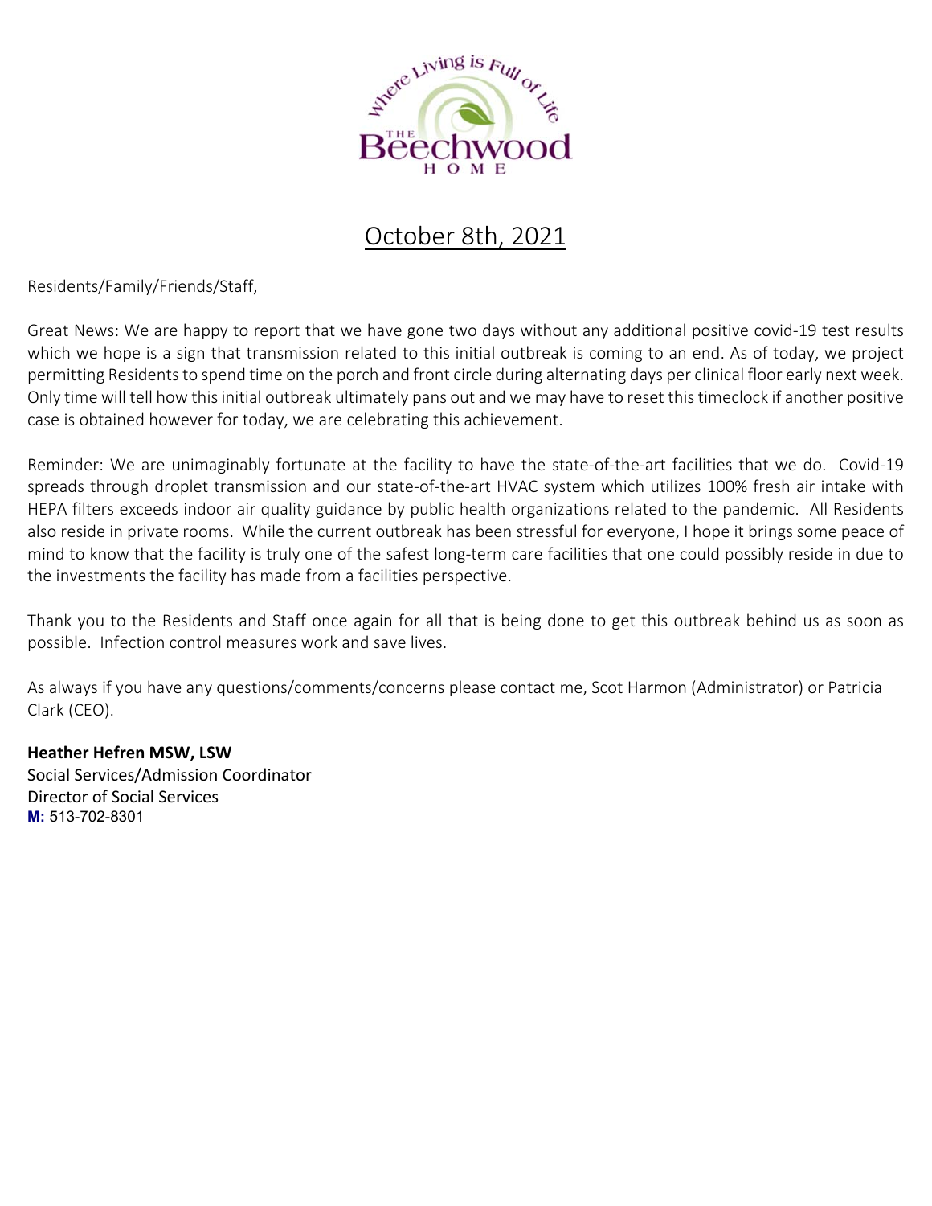## October 8th, 2021

Residents/Family/Friends/Staff,

Great News: We are happy to report that we have gone two days without any additional positive covid-19 test results which we hope is a sign that transmission related to this initial outbreak is coming to an end. As of today, we project permitting Residents to spend time on the porch and front circle during alternating days per clinical floor early next week. Only time will tell how this initial outbreak ultimately pans out and we may have to reset this timeclock if another positive case is obtained however for today, we are celebrating this achievement.

Reminder: We are unimaginably fortunate at the facility to have the state-of-the-art facilities that we do. Covid-19 spreads through droplet transmission and our state-of-the-art HVAC system which utilizes 100% fresh air intake with HEPA filters exceeds indoor air quality guidance by public health organizations related to the pandemic. All Residents also reside in private rooms. While the current outbreak has been stressful for everyone, I hope it brings some peace of mind to know that the facility is truly one of the safest long-term care facilities that one could possibly reside in due to the investments the facility has made from a facilities perspective.

Thank you to the Residents and Staff once again for all that is being done to get this outbreak behind us as soon as possible. Infection control measures work and save lives.

As always if you have any questions/comments/concerns please contact me, Scot Harmon (Administrator) or Patricia Clark (CEO).

**Heather Hefren MSW, LSW**
Social Services/Admission Coordinator
Director of Social Services
**M:** 513-702-8301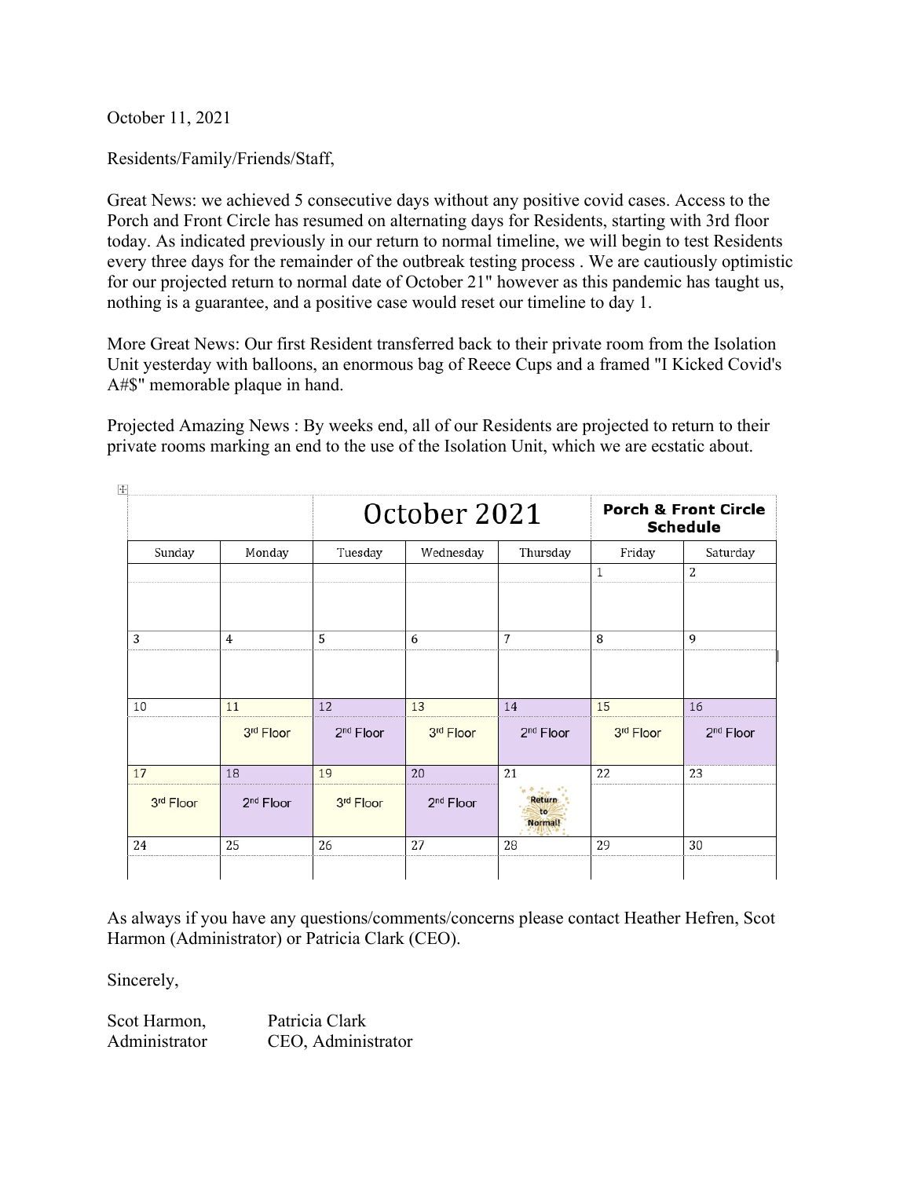October 11, 2021

Residents/Family/Friends/Staff,

Great News: we achieved 5 consecutive days without any positive covid cases. Access to the Porch and Front Circle has resumed on alternating days for Residents, starting with 3rd floor today. As indicated previously in our return to normal timeline, we will begin to test Residents every three days for the remainder of the outbreak testing process . We are cautiously optimistic for our projected return to normal date of October 21" however as this pandemic has taught us, nothing is a guarantee, and a positive case would reset our timeline to day 1.

More Great News: Our first Resident transferred back to their private room from the Isolation Unit yesterday with balloons, an enormous bag of Reece Cups and a framed "I Kicked Covid's A#$" memorable plaque in hand.

Projected Amazing News : By weeks end, all of our Residents are projected to return to their private rooms marking an end to the use of the Isolation Unit, which we are ecstatic about.

| | | October 2021 | | | Porch & Front Circle Schedule | |
|---|---|---|---|---|---|---|
| Sunday | Monday | Tuesday | Wednesday | Thursday | Friday | Saturday |
| | | | | | 1 | 2 |
| 3 | 4 | 5 | 6 | 7 | 8 | 9 |
| 10 | 11 3rd Floor | 12 2nd Floor | 13 3rd Floor | 14 2nd Floor | 15 3rd Floor | 16 2nd Floor |
| 17 3rd Floor | 18 2nd Floor | 19 3rd Floor | 20 2nd Floor | 21 Return to Normal! | 22 | 23 |
| 24 | 25 | 26 | 27 | 28 | 29 | 30 |

As always if you have any questions/comments/concerns please contact Heather Hefren, Scot Harmon (Administrator) or Patricia Clark (CEO).

Sincerely,

Scot Harmon, Administrator

Patricia Clark, CEO, Administrator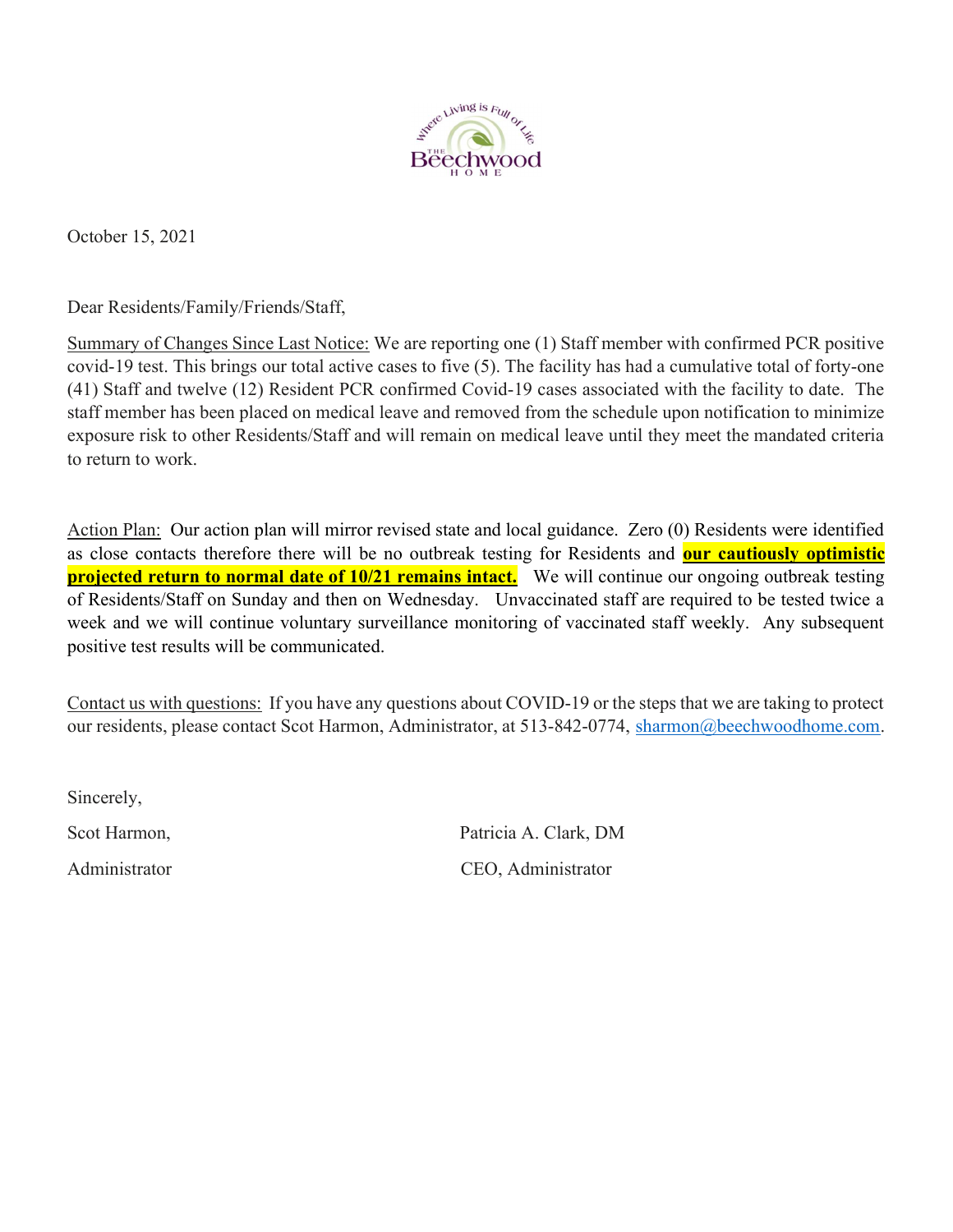October 15, 2021

Dear Residents/Family/Friends/Staff,

Summary of Changes Since Last Notice: We are reporting one (1) Staff member with confirmed PCR positive covid-19 test. This brings our total active cases to five (5). The facility has had a cumulative total of forty-one (41) Staff and twelve (12) Resident PCR confirmed Covid-19 cases associated with the facility to date. The staff member has been placed on medical leave and removed from the schedule upon notification to minimize exposure risk to other Residents/Staff and will remain on medical leave until they meet the mandated criteria to return to work.

Action Plan: Our action plan will mirror revised state and local guidance. Zero (0) Residents were identified as close contacts therefore there will be no outbreak testing for Residents and **our cautiously optimistic projected return to normal date of 10/21 remains intact.** We will continue our ongoing outbreak testing of Residents/Staff on Sunday and then on Wednesday. Unvaccinated staff are required to be tested twice a week and we will continue voluntary surveillance monitoring of vaccinated staff weekly. Any subsequent positive test results will be communicated.

Contact us with questions: If you have any questions about COVID-19 or the steps that we are taking to protect our residents, please contact Scot Harmon, Administrator, at 513-842-0774, sharmon@beechwoodhome.com.

Sincerely,

Scot Harmon,
Administrator

Patricia A. Clark, DM
CEO, Administrator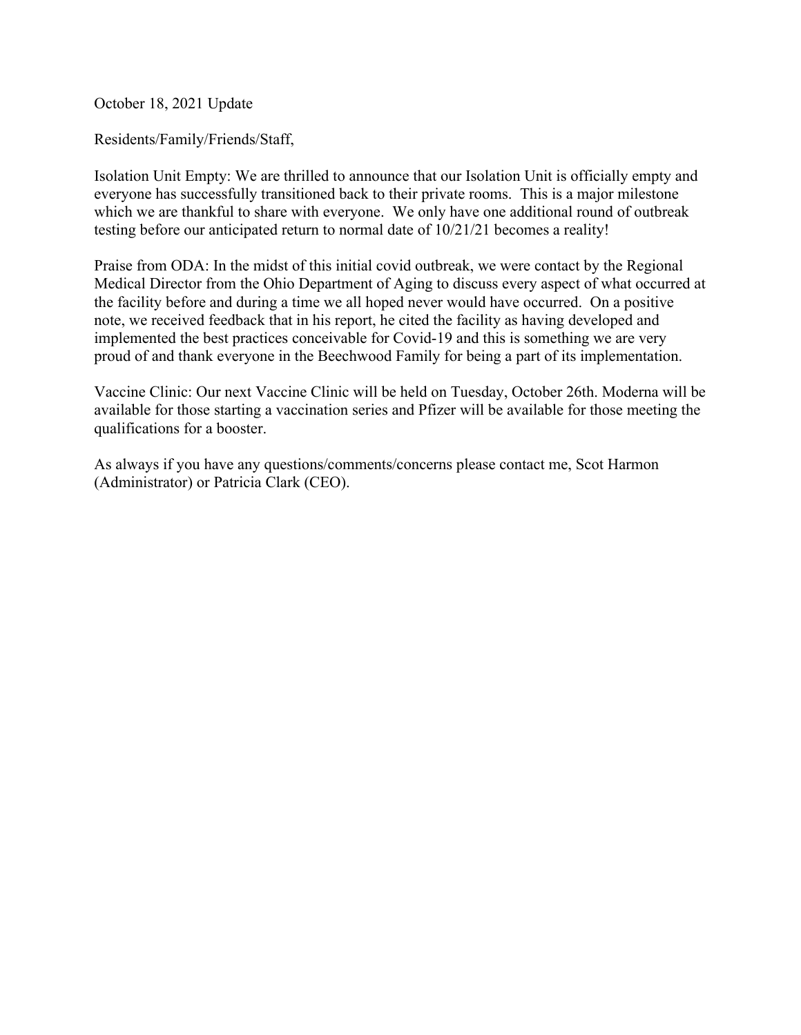October 18, 2021 Update

Residents/Family/Friends/Staff,

Isolation Unit Empty: We are thrilled to announce that our Isolation Unit is officially empty and everyone has successfully transitioned back to their private rooms. This is a major milestone which we are thankful to share with everyone. We only have one additional round of outbreak testing before our anticipated return to normal date of 10/21/21 becomes a reality!

Praise from ODA: In the midst of this initial covid outbreak, we were contact by the Regional Medical Director from the Ohio Department of Aging to discuss every aspect of what occurred at the facility before and during a time we all hoped never would have occurred. On a positive note, we received feedback that in his report, he cited the facility as having developed and implemented the best practices conceivable for Covid-19 and this is something we are very proud of and thank everyone in the Beechwood Family for being a part of its implementation.

Vaccine Clinic: Our next Vaccine Clinic will be held on Tuesday, October 26th. Moderna will be available for those starting a vaccination series and Pfizer will be available for those meeting the qualifications for a booster.

As always if you have any questions/comments/concerns please contact me, Scot Harmon (Administrator) or Patricia Clark (CEO).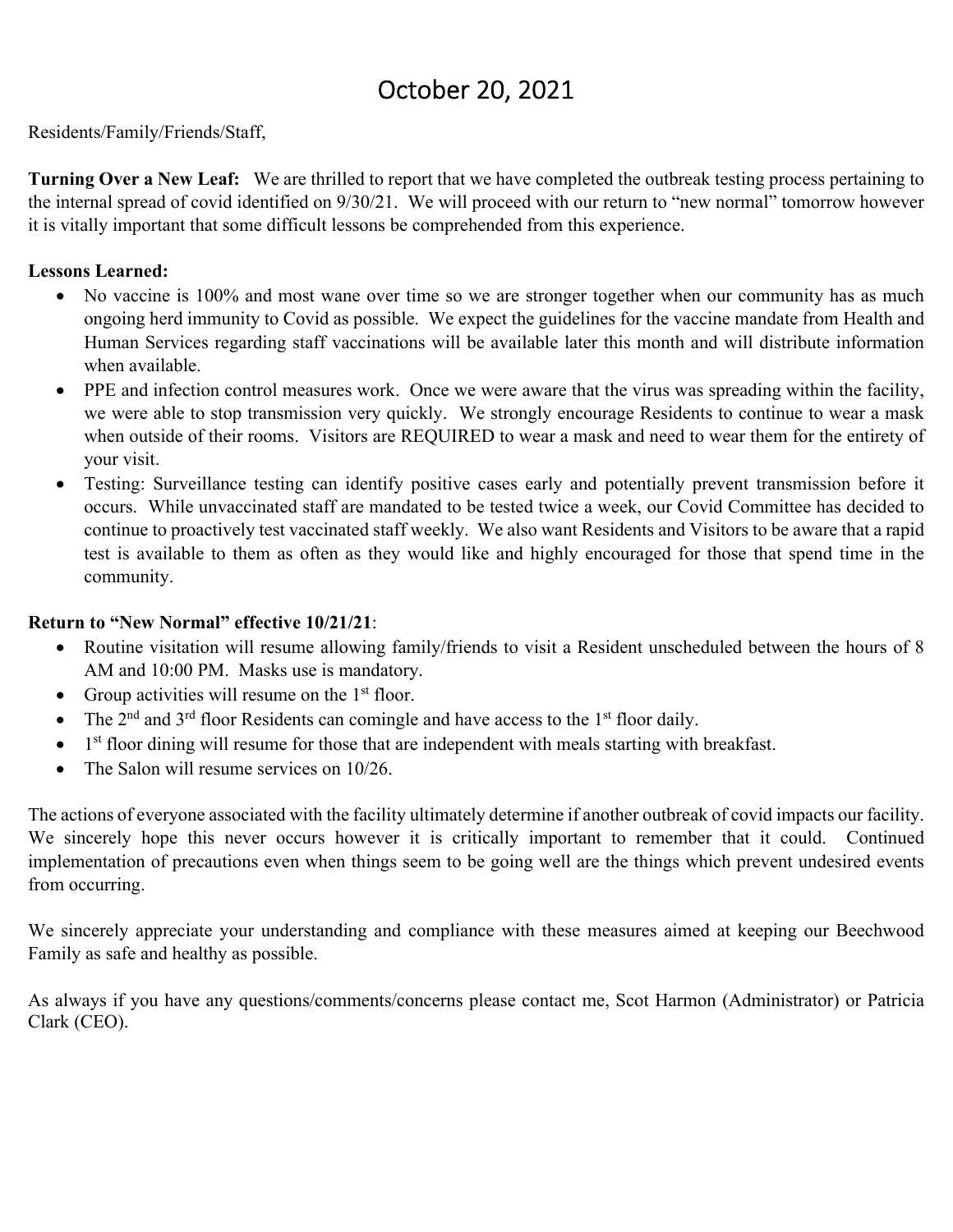# October 20, 2021

Residents/Family/Friends/Staff,

**Turning Over a New Leaf:** We are thrilled to report that we have completed the outbreak testing process pertaining to the internal spread of covid identified on 9/30/21. We will proceed with our return to "new normal" tomorrow however it is vitally important that some difficult lessons be comprehended from this experience.

**Lessons Learned:**

- No vaccine is 100% and most wane over time so we are stronger together when our community has as much ongoing herd immunity to Covid as possible. We expect the guidelines for the vaccine mandate from Health and Human Services regarding staff vaccinations will be available later this month and will distribute information when available.
- PPE and infection control measures work. Once we were aware that the virus was spreading within the facility, we were able to stop transmission very quickly. We strongly encourage Residents to continue to wear a mask when outside of their rooms. Visitors are REQUIRED to wear a mask and need to wear them for the entirety of your visit.
- Testing: Surveillance testing can identify positive cases early and potentially prevent transmission before it occurs. While unvaccinated staff are mandated to be tested twice a week, our Covid Committee has decided to continue to proactively test vaccinated staff weekly. We also want Residents and Visitors to be aware that a rapid test is available to them as often as they would like and highly encouraged for those that spend time in the community.

**Return to "New Normal" effective 10/21/21**:

- Routine visitation will resume allowing family/friends to visit a Resident unscheduled between the hours of 8 AM and 10:00 PM. Masks use is mandatory.
- Group activities will resume on the 1st floor.
- The 2nd and 3rd floor Residents can comingle and have access to the 1st floor daily.
- 1st floor dining will resume for those that are independent with meals starting with breakfast.
- The Salon will resume services on 10/26.

The actions of everyone associated with the facility ultimately determine if another outbreak of covid impacts our facility. We sincerely hope this never occurs however it is critically important to remember that it could. Continued implementation of precautions even when things seem to be going well are the things which prevent undesired events from occurring.

We sincerely appreciate your understanding and compliance with these measures aimed at keeping our Beechwood Family as safe and healthy as possible.

As always if you have any questions/comments/concerns please contact me, Scot Harmon (Administrator) or Patricia Clark (CEO).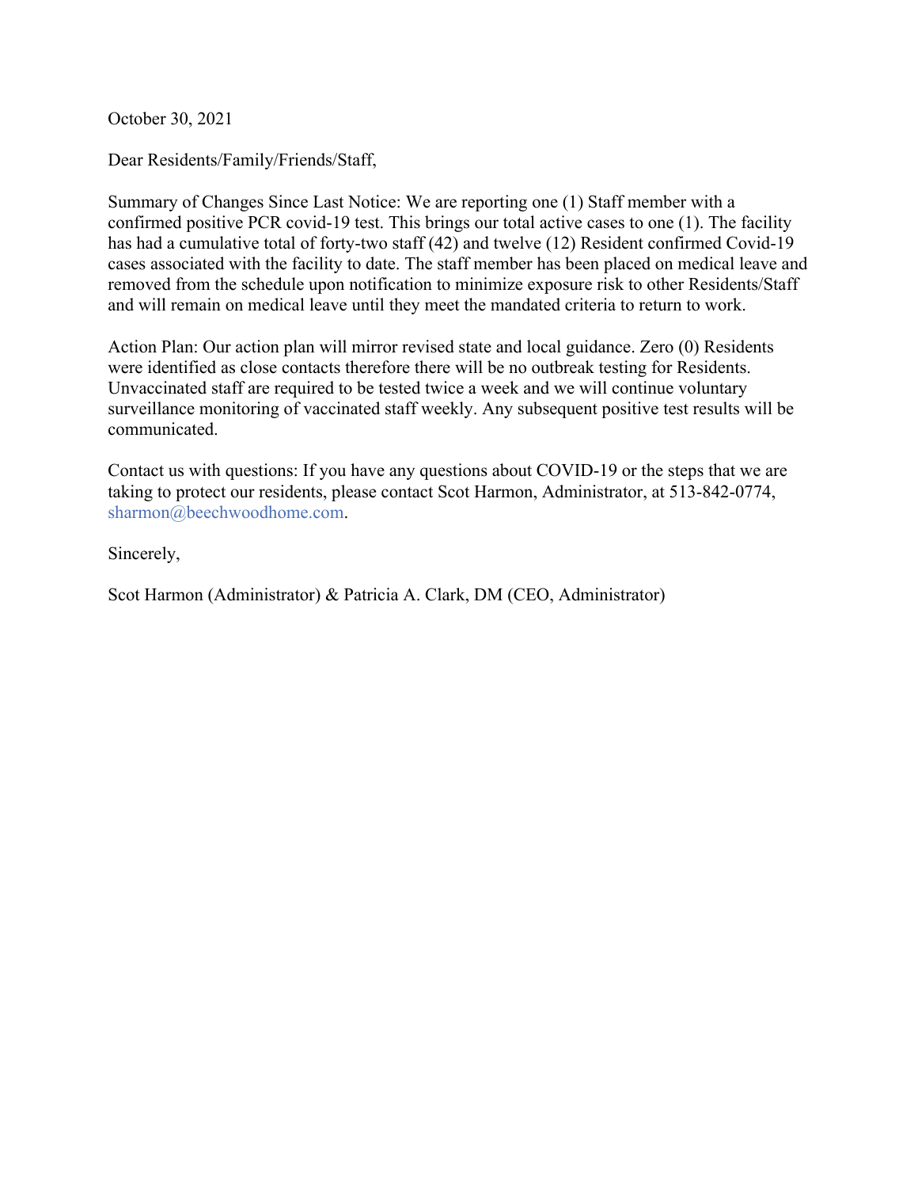October 30, 2021

Dear Residents/Family/Friends/Staff,

Summary of Changes Since Last Notice: We are reporting one (1) Staff member with a confirmed positive PCR covid-19 test. This brings our total active cases to one (1). The facility has had a cumulative total of forty-two staff (42) and twelve (12) Resident confirmed Covid-19 cases associated with the facility to date. The staff member has been placed on medical leave and removed from the schedule upon notification to minimize exposure risk to other Residents/Staff and will remain on medical leave until they meet the mandated criteria to return to work.

Action Plan: Our action plan will mirror revised state and local guidance. Zero (0) Residents were identified as close contacts therefore there will be no outbreak testing for Residents. Unvaccinated staff are required to be tested twice a week and we will continue voluntary surveillance monitoring of vaccinated staff weekly. Any subsequent positive test results will be communicated.

Contact us with questions: If you have any questions about COVID-19 or the steps that we are taking to protect our residents, please contact Scot Harmon, Administrator, at 513-842-0774, sharmon@beechwoodhome.com.

Sincerely,

Scot Harmon (Administrator) & Patricia A. Clark, DM (CEO, Administrator)